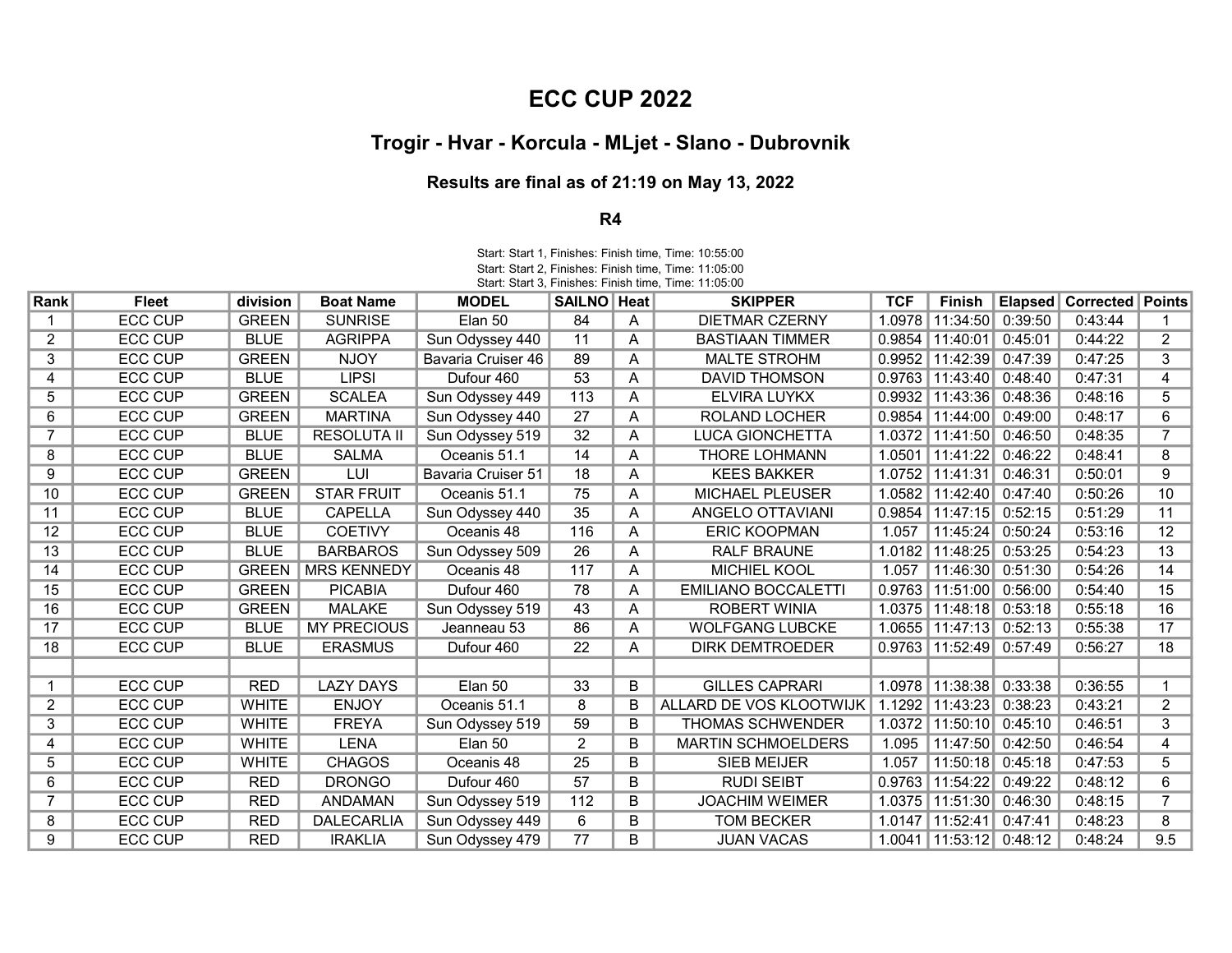# ECC CUP 2022

## Trogir - Hvar - Korcula - MLjet - Slano - Dubrovnik

### Results are final as of 21:19 on May 13, 2022

### R4

Start: Start 1, Finishes: Finish time, Time: 10:55:00
Start: Start 2, Finishes: Finish time, Time: 11:05:00
Start: Start 3, Finishes: Finish time, Time: 11:05:00

| Rank | Fleet | division | Boat Name | MODEL | SAILNO | Heat | SKIPPER | TCF | Finish | Elapsed | Corrected | Points |
|---|---|---|---|---|---|---|---|---|---|---|---|---|
| 1 | ECC CUP | GREEN | SUNRISE | Elan 50 | 84 | A | DIETMAR CZERNY | 1.0978 | 11:34:50 | 0:39:50 | 0:43:44 | 1 |
| 2 | ECC CUP | BLUE | AGRIPPA | Sun Odyssey 440 | 11 | A | BASTIAAN TIMMER | 0.9854 | 11:40:01 | 0:45:01 | 0:44:22 | 2 |
| 3 | ECC CUP | GREEN | NJOY | Bavaria Cruiser 46 | 89 | A | MALTE STROHM | 0.9952 | 11:42:39 | 0:47:39 | 0:47:25 | 3 |
| 4 | ECC CUP | BLUE | LIPSI | Dufour 460 | 53 | A | DAVID THOMSON | 0.9763 | 11:43:40 | 0:48:40 | 0:47:31 | 4 |
| 5 | ECC CUP | GREEN | SCALEA | Sun Odyssey 449 | 113 | A | ELVIRA LUYKX | 0.9932 | 11:43:36 | 0:48:36 | 0:48:16 | 5 |
| 6 | ECC CUP | GREEN | MARTINA | Sun Odyssey 440 | 27 | A | ROLAND LOCHER | 0.9854 | 11:44:00 | 0:49:00 | 0:48:17 | 6 |
| 7 | ECC CUP | BLUE | RESOLUTA II | Sun Odyssey 519 | 32 | A | LUCA GIONCHETTA | 1.0372 | 11:41:50 | 0:46:50 | 0:48:35 | 7 |
| 8 | ECC CUP | BLUE | SALMA | Oceanis 51.1 | 14 | A | THORE LOHMANN | 1.0501 | 11:41:22 | 0:46:22 | 0:48:41 | 8 |
| 9 | ECC CUP | GREEN | LUI | Bavaria Cruiser 51 | 18 | A | KEES BAKKER | 1.0752 | 11:41:31 | 0:46:31 | 0:50:01 | 9 |
| 10 | ECC CUP | GREEN | STAR FRUIT | Oceanis 51.1 | 75 | A | MICHAEL PLEUSER | 1.0582 | 11:42:40 | 0:47:40 | 0:50:26 | 10 |
| 11 | ECC CUP | BLUE | CAPELLA | Sun Odyssey 440 | 35 | A | ANGELO OTTAVIANI | 0.9854 | 11:47:15 | 0:52:15 | 0:51:29 | 11 |
| 12 | ECC CUP | BLUE | COETIVY | Oceanis 48 | 116 | A | ERIC KOOPMAN | 1.057 | 11:45:24 | 0:50:24 | 0:53:16 | 12 |
| 13 | ECC CUP | BLUE | BARBAROS | Sun Odyssey 509 | 26 | A | RALF BRAUNE | 1.0182 | 11:48:25 | 0:53:25 | 0:54:23 | 13 |
| 14 | ECC CUP | GREEN | MRS KENNEDY | Oceanis 48 | 117 | A | MICHIEL KOOL | 1.057 | 11:46:30 | 0:51:30 | 0:54:26 | 14 |
| 15 | ECC CUP | GREEN | PICABIA | Dufour 460 | 78 | A | EMILIANO BOCCALETTI | 0.9763 | 11:51:00 | 0:56:00 | 0:54:40 | 15 |
| 16 | ECC CUP | GREEN | MALAKE | Sun Odyssey 519 | 43 | A | ROBERT WINIA | 1.0375 | 11:48:18 | 0:53:18 | 0:55:18 | 16 |
| 17 | ECC CUP | BLUE | MY PRECIOUS | Jeanneau 53 | 86 | A | WOLFGANG LUBCKE | 1.0655 | 11:47:13 | 0:52:13 | 0:55:38 | 17 |
| 18 | ECC CUP | BLUE | ERASMUS | Dufour 460 | 22 | A | DIRK DEMTROEDER | 0.9763 | 11:52:49 | 0:57:49 | 0:56:27 | 18 |
| | | | | | | | | | | | | |
| 1 | ECC CUP | RED | LAZY DAYS | Elan 50 | 33 | B | GILLES CAPRARI | 1.0978 | 11:38:38 | 0:33:38 | 0:36:55 | 1 |
| 2 | ECC CUP | WHITE | ENJOY | Oceanis 51.1 | 8 | B | ALLARD DE VOS KLOOTWIJK | 1.1292 | 11:43:23 | 0:38:23 | 0:43:21 | 2 |
| 3 | ECC CUP | WHITE | FREYA | Sun Odyssey 519 | 59 | B | THOMAS SCHWENDER | 1.0372 | 11:50:10 | 0:45:10 | 0:46:51 | 3 |
| 4 | ECC CUP | WHITE | LENA | Elan 50 | 2 | B | MARTIN SCHMOELDERS | 1.095 | 11:47:50 | 0:42:50 | 0:46:54 | 4 |
| 5 | ECC CUP | WHITE | CHAGOS | Oceanis 48 | 25 | B | SIEB MEIJER | 1.057 | 11:50:18 | 0:45:18 | 0:47:53 | 5 |
| 6 | ECC CUP | RED | DRONGO | Dufour 460 | 57 | B | RUDI SEIBT | 0.9763 | 11:54:22 | 0:49:22 | 0:48:12 | 6 |
| 7 | ECC CUP | RED | ANDAMAN | Sun Odyssey 519 | 112 | B | JOACHIM WEIMER | 1.0375 | 11:51:30 | 0:46:30 | 0:48:15 | 7 |
| 8 | ECC CUP | RED | DALECARLIA | Sun Odyssey 449 | 6 | B | TOM BECKER | 1.0147 | 11:52:41 | 0:47:41 | 0:48:23 | 8 |
| 9 | ECC CUP | RED | IRAKLIA | Sun Odyssey 479 | 77 | B | JUAN VACAS | 1.0041 | 11:53:12 | 0:48:12 | 0:48:24 | 9.5 |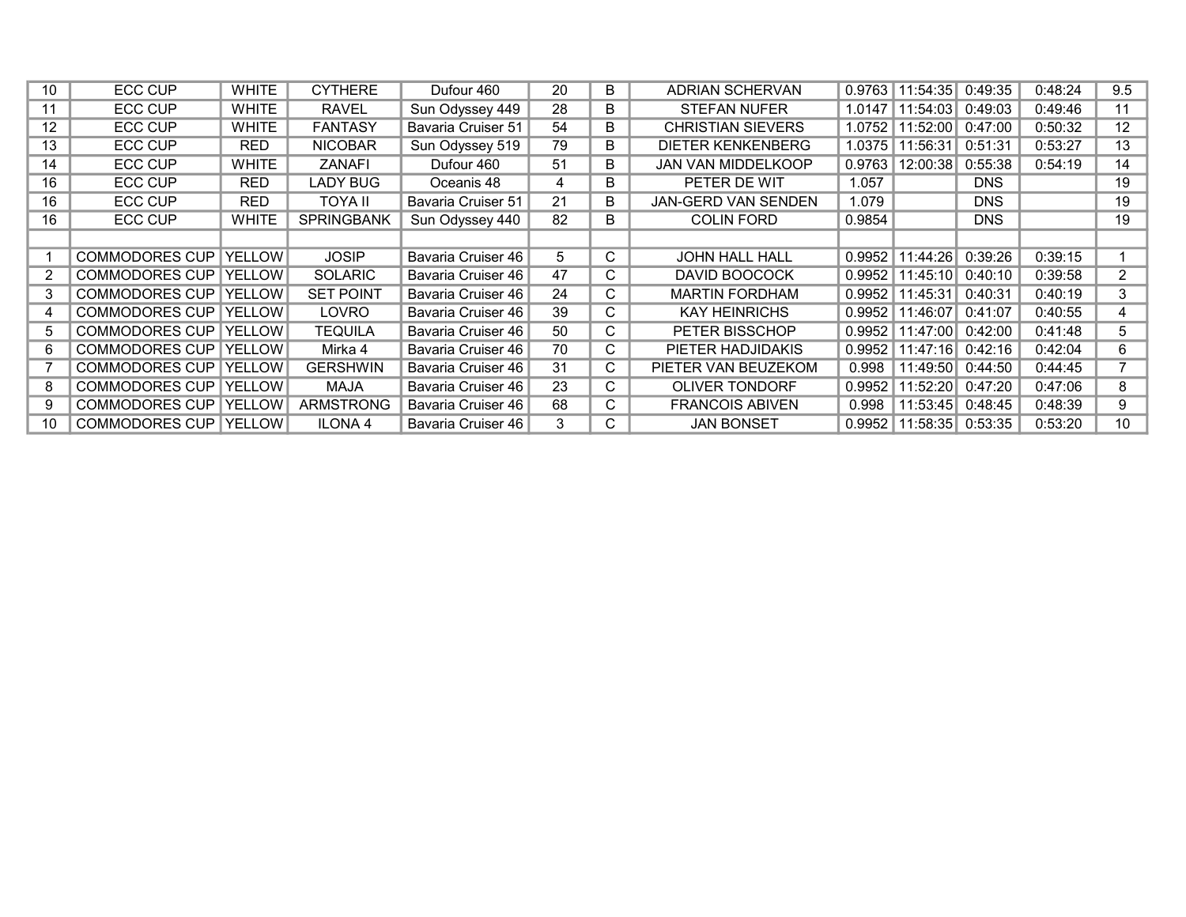| | | | | | | | | | | | | |
|---|---|---|---|---|---|---|---|---|---|---|---|---|
| 10 | ECC CUP | WHITE | CYTHERE | Dufour 460 | 20 | B | ADRIAN SCHERVAN | 0.9763 | 11:54:35 | 0:49:35 | 0:48:24 | 9.5 |
| 11 | ECC CUP | WHITE | RAVEL | Sun Odyssey 449 | 28 | B | STEFAN NUFER | 1.0147 | 11:54:03 | 0:49:03 | 0:49:46 | 11 |
| 12 | ECC CUP | WHITE | FANTASY | Bavaria Cruiser 51 | 54 | B | CHRISTIAN SIEVERS | 1.0752 | 11:52:00 | 0:47:00 | 0:50:32 | 12 |
| 13 | ECC CUP | RED | NICOBAR | Sun Odyssey 519 | 79 | B | DIETER KENKENBERG | 1.0375 | 11:56:31 | 0:51:31 | 0:53:27 | 13 |
| 14 | ECC CUP | WHITE | ZANAFI | Dufour 460 | 51 | B | JAN VAN MIDDELKOOP | 0.9763 | 12:00:38 | 0:55:38 | 0:54:19 | 14 |
| 16 | ECC CUP | RED | LADY BUG | Oceanis 48 | 4 | B | PETER DE WIT | 1.057 | | DNS | | 19 |
| 16 | ECC CUP | RED | TOYA II | Bavaria Cruiser 51 | 21 | B | JAN-GERD VAN SENDEN | 1.079 | | DNS | | 19 |
| 16 | ECC CUP | WHITE | SPRINGBANK | Sun Odyssey 440 | 82 | B | COLIN FORD | 0.9854 | | DNS | | 19 |
| | | | | | | | | | | | | |
| 1 | COMMODORES CUP | YELLOW | JOSIP | Bavaria Cruiser 46 | 5 | C | JOHN HALL HALL | 0.9952 | 11:44:26 | 0:39:26 | 0:39:15 | 1 |
| 2 | COMMODORES CUP | YELLOW | SOLARIC | Bavaria Cruiser 46 | 47 | C | DAVID BOOCOCK | 0.9952 | 11:45:10 | 0:40:10 | 0:39:58 | 2 |
| 3 | COMMODORES CUP | YELLOW | SET POINT | Bavaria Cruiser 46 | 24 | C | MARTIN FORDHAM | 0.9952 | 11:45:31 | 0:40:31 | 0:40:19 | 3 |
| 4 | COMMODORES CUP | YELLOW | LOVRO | Bavaria Cruiser 46 | 39 | C | KAY HEINRICHS | 0.9952 | 11:46:07 | 0:41:07 | 0:40:55 | 4 |
| 5 | COMMODORES CUP | YELLOW | TEQUILA | Bavaria Cruiser 46 | 50 | C | PETER BISSCHOP | 0.9952 | 11:47:00 | 0:42:00 | 0:41:48 | 5 |
| 6 | COMMODORES CUP | YELLOW | Mirka 4 | Bavaria Cruiser 46 | 70 | C | PIETER HADJIDAKIS | 0.9952 | 11:47:16 | 0:42:16 | 0:42:04 | 6 |
| 7 | COMMODORES CUP | YELLOW | GERSHWIN | Bavaria Cruiser 46 | 31 | C | PIETER VAN BEUZEKOM | 0.998 | 11:49:50 | 0:44:50 | 0:44:45 | 7 |
| 8 | COMMODORES CUP | YELLOW | MAJA | Bavaria Cruiser 46 | 23 | C | OLIVER TONDORF | 0.9952 | 11:52:20 | 0:47:20 | 0:47:06 | 8 |
| 9 | COMMODORES CUP | YELLOW | ARMSTRONG | Bavaria Cruiser 46 | 68 | C | FRANCOIS ABIVEN | 0.998 | 11:53:45 | 0:48:45 | 0:48:39 | 9 |
| 10 | COMMODORES CUP | YELLOW | ILONA 4 | Bavaria Cruiser 46 | 3 | C | JAN BONSET | 0.9952 | 11:58:35 | 0:53:35 | 0:53:20 | 10 |